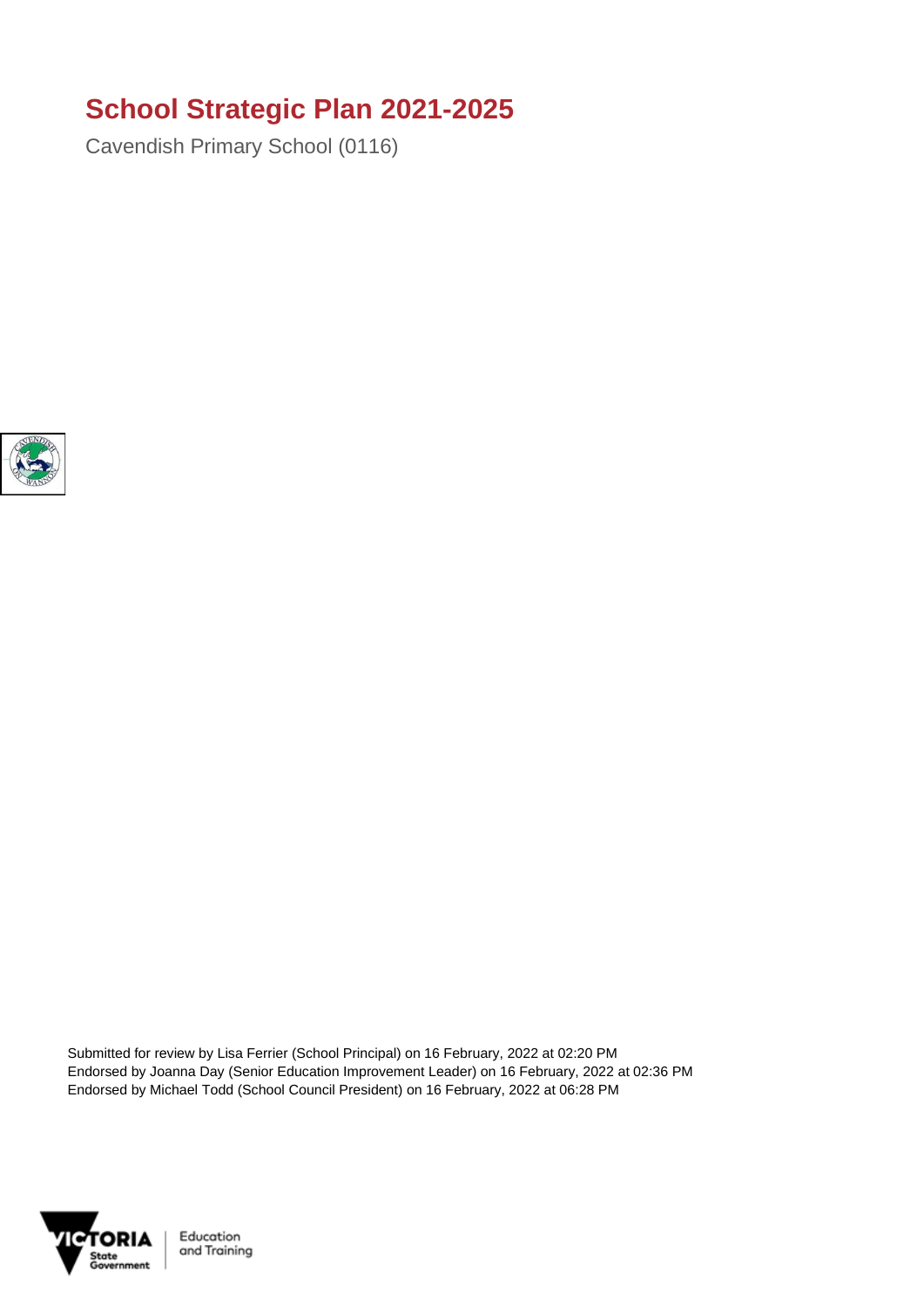# School Strategic Plan 2021-2025

Cavendish Primary School (0116)

Submitted for review by Lisa Ferrier (School Principal) on 16 February, 2022 at 02:20 PM
Endorsed by Joanna Day (Senior Education Improvement Leader) on 16 February, 2022 at 02:36 PM
Endorsed by Michael Todd (School Council President) on 16 February, 2022 at 06:28 PM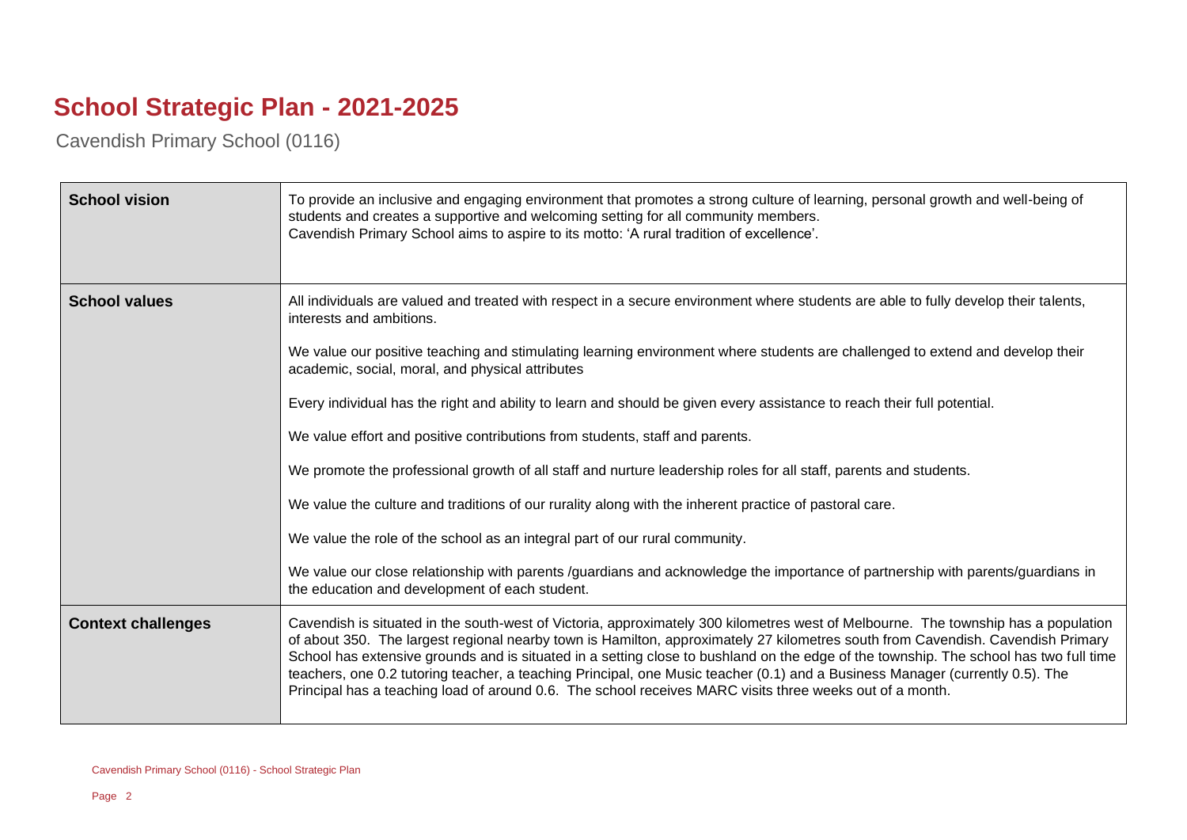# School Strategic Plan - 2021-2025

Cavendish Primary School (0116)

| | |
|---|---|
| **School vision** | To provide an inclusive and engaging environment that promotes a strong culture of learning, personal growth and well-being of students and creates a supportive and welcoming setting for all community members.<br>Cavendish Primary School aims to aspire to its motto: 'A rural tradition of excellence'. |
| **School values** | All individuals are valued and treated with respect in a secure environment where students are able to fully develop their talents, interests and ambitions.<br><br>We value our positive teaching and stimulating learning environment where students are challenged to extend and develop their academic, social, moral, and physical attributes<br><br>Every individual has the right and ability to learn and should be given every assistance to reach their full potential.<br><br>We value effort and positive contributions from students, staff and parents.<br><br>We promote the professional growth of all staff and nurture leadership roles for all staff, parents and students.<br><br>We value the culture and traditions of our rurality along with the inherent practice of pastoral care.<br><br>We value the role of the school as an integral part of our rural community.<br><br>We value our close relationship with parents /guardians and acknowledge the importance of partnership with parents/guardians in the education and development of each student. |
| **Context challenges** | Cavendish is situated in the south-west of Victoria, approximately 300 kilometres west of Melbourne. The township has a population of about 350. The largest regional nearby town is Hamilton, approximately 27 kilometres south from Cavendish. Cavendish Primary School has extensive grounds and is situated in a setting close to bushland on the edge of the township. The school has two full time teachers, one 0.2 tutoring teacher, a teaching Principal, one Music teacher (0.1) and a Business Manager (currently 0.5). The Principal has a teaching load of around 0.6. The school receives MARC visits three weeks out of a month. |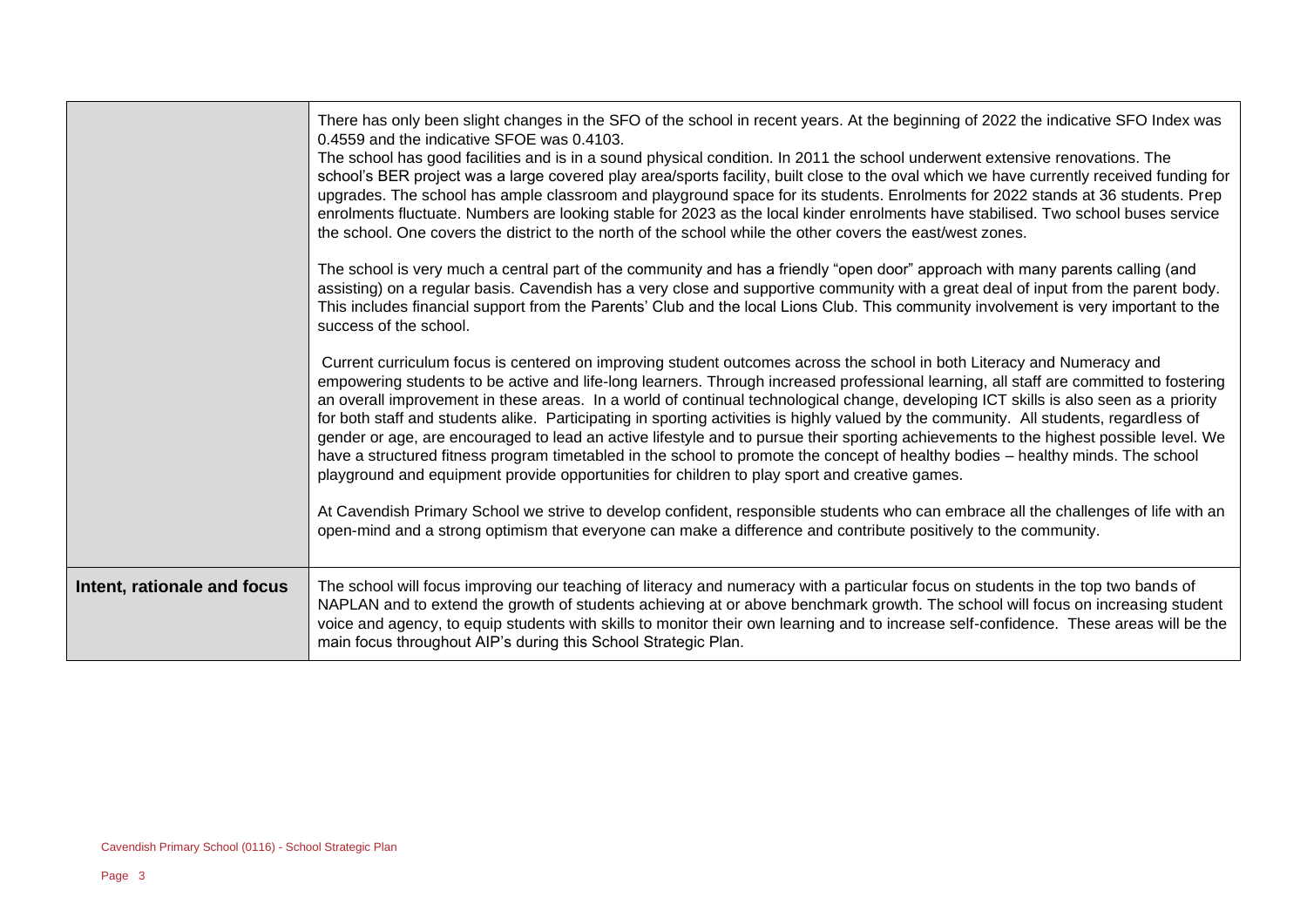| | |
|---|---|
| | There has only been slight changes in the SFO of the school in recent years. At the beginning of 2022 the indicative SFO Index was 0.4559 and the indicative SFOE was 0.4103.<br>The school has good facilities and is in a sound physical condition. In 2011 the school underwent extensive renovations. The school's BER project was a large covered play area/sports facility, built close to the oval which we have currently received funding for upgrades. The school has ample classroom and playground space for its students. Enrolments for 2022 stands at 36 students. Prep enrolments fluctuate. Numbers are looking stable for 2023 as the local kinder enrolments have stabilised. Two school buses service the school. One covers the district to the north of the school while the other covers the east/west zones.<br><br>The school is very much a central part of the community and has a friendly "open door" approach with many parents calling (and assisting) on a regular basis. Cavendish has a very close and supportive community with a great deal of input from the parent body. This includes financial support from the Parents' Club and the local Lions Club. This community involvement is very important to the success of the school.<br><br>Current curriculum focus is centered on improving student outcomes across the school in both Literacy and Numeracy and empowering students to be active and life-long learners. Through increased professional learning, all staff are committed to fostering an overall improvement in these areas. In a world of continual technological change, developing ICT skills is also seen as a priority for both staff and students alike. Participating in sporting activities is highly valued by the community. All students, regardless of gender or age, are encouraged to lead an active lifestyle and to pursue their sporting achievements to the highest possible level. We have a structured fitness program timetabled in the school to promote the concept of healthy bodies – healthy minds. The school playground and equipment provide opportunities for children to play sport and creative games.<br><br>At Cavendish Primary School we strive to develop confident, responsible students who can embrace all the challenges of life with an open-mind and a strong optimism that everyone can make a difference and contribute positively to the community. |
| **Intent, rationale and focus** | The school will focus improving our teaching of literacy and numeracy with a particular focus on students in the top two bands of NAPLAN and to extend the growth of students achieving at or above benchmark growth. The school will focus on increasing student voice and agency, to equip students with skills to monitor their own learning and to increase self-confidence. These areas will be the main focus throughout AIP's during this School Strategic Plan. |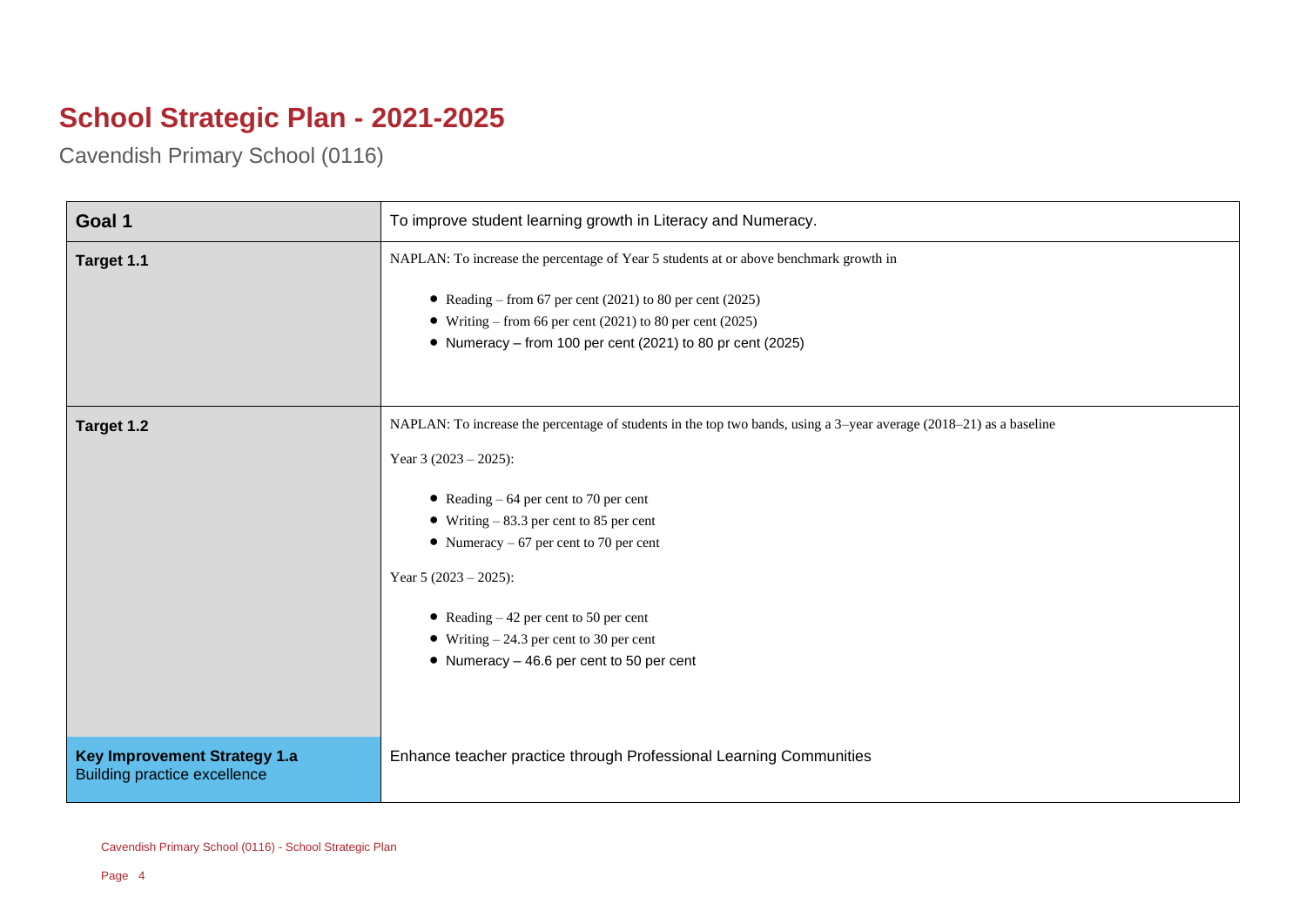# School Strategic Plan - 2021-2025

Cavendish Primary School (0116)

| | |
|---|---|
| **Goal 1** | To improve student learning growth in Literacy and Numeracy. |
| **Target 1.1** | NAPLAN: To increase the percentage of Year 5 students at or above benchmark growth in<br><br>• Reading – from 67 per cent (2021) to 80 per cent (2025)<br>• Writing – from 66 per cent (2021) to 80 per cent (2025)<br>• Numeracy – from 100 per cent (2021) to 80 pr cent (2025) |
| **Target 1.2** | NAPLAN: To increase the percentage of students in the top two bands, using a 3–year average (2018–21) as a baseline<br><br>Year 3 (2023 – 2025):<br><br>• Reading – 64 per cent to 70 per cent<br>• Writing – 83.3 per cent to 85 per cent<br>• Numeracy – 67 per cent to 70 per cent<br><br>Year 5 (2023 – 2025):<br><br>• Reading – 42 per cent to 50 per cent<br>• Writing – 24.3 per cent to 30 per cent<br>• Numeracy – 46.6 per cent to 50 per cent |
| **Key Improvement Strategy 1.a**<br>Building practice excellence | Enhance teacher practice through Professional Learning Communities |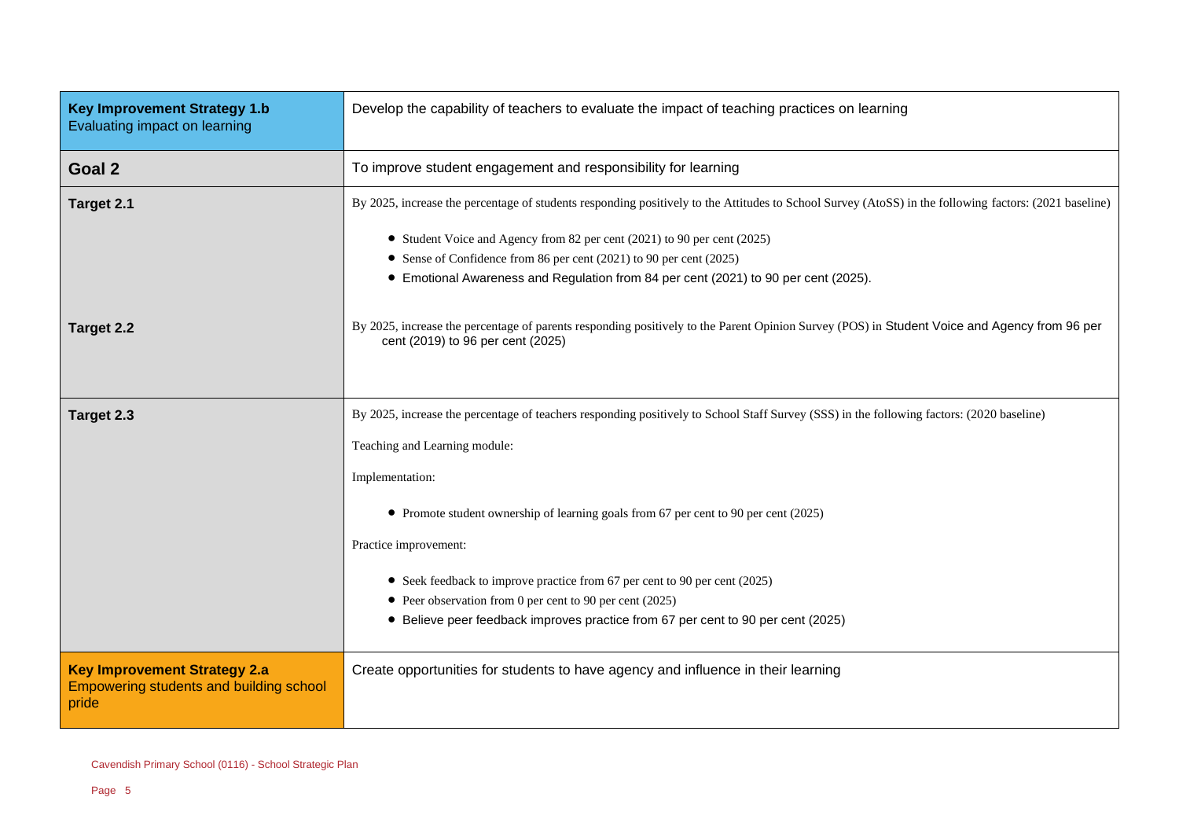| | |
|---|---|
| **Key Improvement Strategy 1.b**<br>Evaluating impact on learning | Develop the capability of teachers to evaluate the impact of teaching practices on learning |
| **Goal 2** | To improve student engagement and responsibility for learning |
| **Target 2.1**<br><br><br><br><br>**Target 2.2** | By 2025, increase the percentage of students responding positively to the Attitudes to School Survey (AtoSS) in the following factors: (2021 baseline)<br><br>• Student Voice and Agency from 82 per cent (2021) to 90 per cent (2025)<br>• Sense of Confidence from 86 per cent (2021) to 90 per cent (2025)<br>• Emotional Awareness and Regulation from 84 per cent (2021) to 90 per cent (2025).<br><br>By 2025, increase the percentage of parents responding positively to the Parent Opinion Survey (POS) in Student Voice and Agency from 96 per cent (2019) to 96 per cent (2025) |
| **Target 2.3** | By 2025, increase the percentage of teachers responding positively to School Staff Survey (SSS) in the following factors: (2020 baseline)<br><br>Teaching and Learning module:<br><br>Implementation:<br><br>• Promote student ownership of learning goals from 67 per cent to 90 per cent (2025)<br><br>Practice improvement:<br><br>• Seek feedback to improve practice from 67 per cent to 90 per cent (2025)<br>• Peer observation from 0 per cent to 90 per cent (2025)<br>• Believe peer feedback improves practice from 67 per cent to 90 per cent (2025) |
| **Key Improvement Strategy 2.a**<br>Empowering students and building school pride | Create opportunities for students to have agency and influence in their learning |